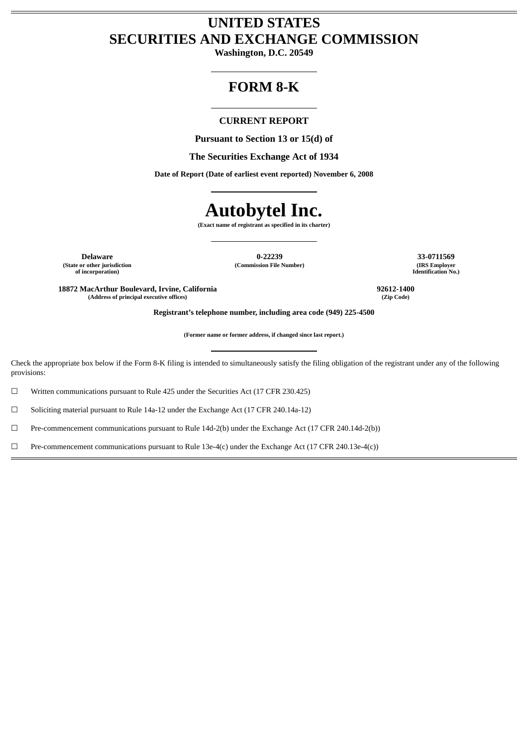# UNITED STATES
# SECURITIES AND EXCHANGE COMMISSION

**Washington, D.C. 20549**

## FORM 8-K

**CURRENT REPORT**

**Pursuant to Section 13 or 15(d) of**

**The Securities Exchange Act of 1934**

**Date of Report (Date of earliest event reported) November 6, 2008**

# Autobytel Inc.

**(Exact name of registrant as specified in its charter)**

| Delaware | 0-22239 | 33-0711569 |
|---|---|---|
| (State or other jurisdiction of incorporation) | (Commission File Number) | (IRS Employer Identification No.) |

| 18872 MacArthur Boulevard, Irvine, California | 92612-1400 |
|---|---|
| (Address of principal executive offices) | (Zip Code) |

**Registrant's telephone number, including area code (949) 225-4500**

**(Former name or former address, if changed since last report.)**

Check the appropriate box below if the Form 8-K filing is intended to simultaneously satisfy the filing obligation of the registrant under any of the following provisions:

☐ Written communications pursuant to Rule 425 under the Securities Act (17 CFR 230.425)

☐ Soliciting material pursuant to Rule 14a-12 under the Exchange Act (17 CFR 240.14a-12)

☐ Pre-commencement communications pursuant to Rule 14d-2(b) under the Exchange Act (17 CFR 240.14d-2(b))

☐ Pre-commencement communications pursuant to Rule 13e-4(c) under the Exchange Act (17 CFR 240.13e-4(c))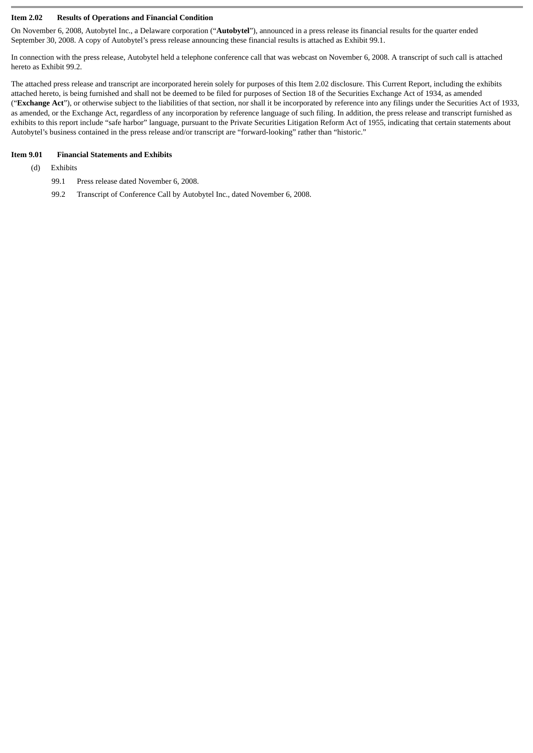**Item 2.02 Results of Operations and Financial Condition**

On November 6, 2008, Autobytel Inc., a Delaware corporation ("**Autobytel**"), announced in a press release its financial results for the quarter ended September 30, 2008. A copy of Autobytel's press release announcing these financial results is attached as Exhibit 99.1.

In connection with the press release, Autobytel held a telephone conference call that was webcast on November 6, 2008. A transcript of such call is attached hereto as Exhibit 99.2.

The attached press release and transcript are incorporated herein solely for purposes of this Item 2.02 disclosure. This Current Report, including the exhibits attached hereto, is being furnished and shall not be deemed to be filed for purposes of Section 18 of the Securities Exchange Act of 1934, as amended ("**Exchange Act**"), or otherwise subject to the liabilities of that section, nor shall it be incorporated by reference into any filings under the Securities Act of 1933, as amended, or the Exchange Act, regardless of any incorporation by reference language of such filing. In addition, the press release and transcript furnished as exhibits to this report include "safe harbor" language, pursuant to the Private Securities Litigation Reform Act of 1955, indicating that certain statements about Autobytel's business contained in the press release and/or transcript are "forward-looking" rather than "historic."

**Item 9.01 Financial Statements and Exhibits**

(d) Exhibits

99.1 Press release dated November 6, 2008.

99.2 Transcript of Conference Call by Autobytel Inc., dated November 6, 2008.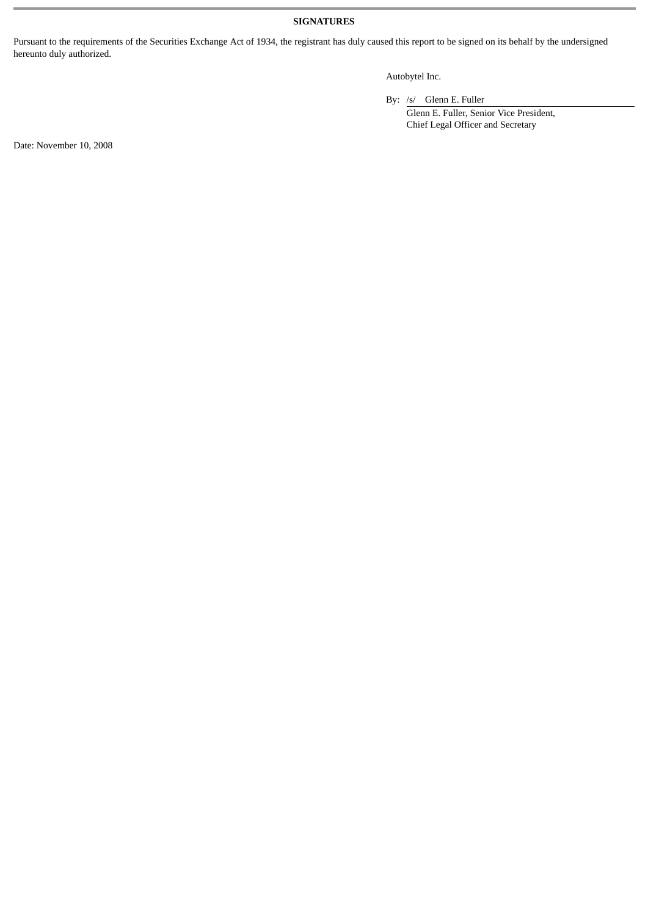**SIGNATURES**

Pursuant to the requirements of the Securities Exchange Act of 1934, the registrant has duly caused this report to be signed on its behalf by the undersigned hereunto duly authorized.

Autobytel Inc.

By: /s/ Glenn E. Fuller

Glenn E. Fuller, Senior Vice President,
Chief Legal Officer and Secretary

Date: November 10, 2008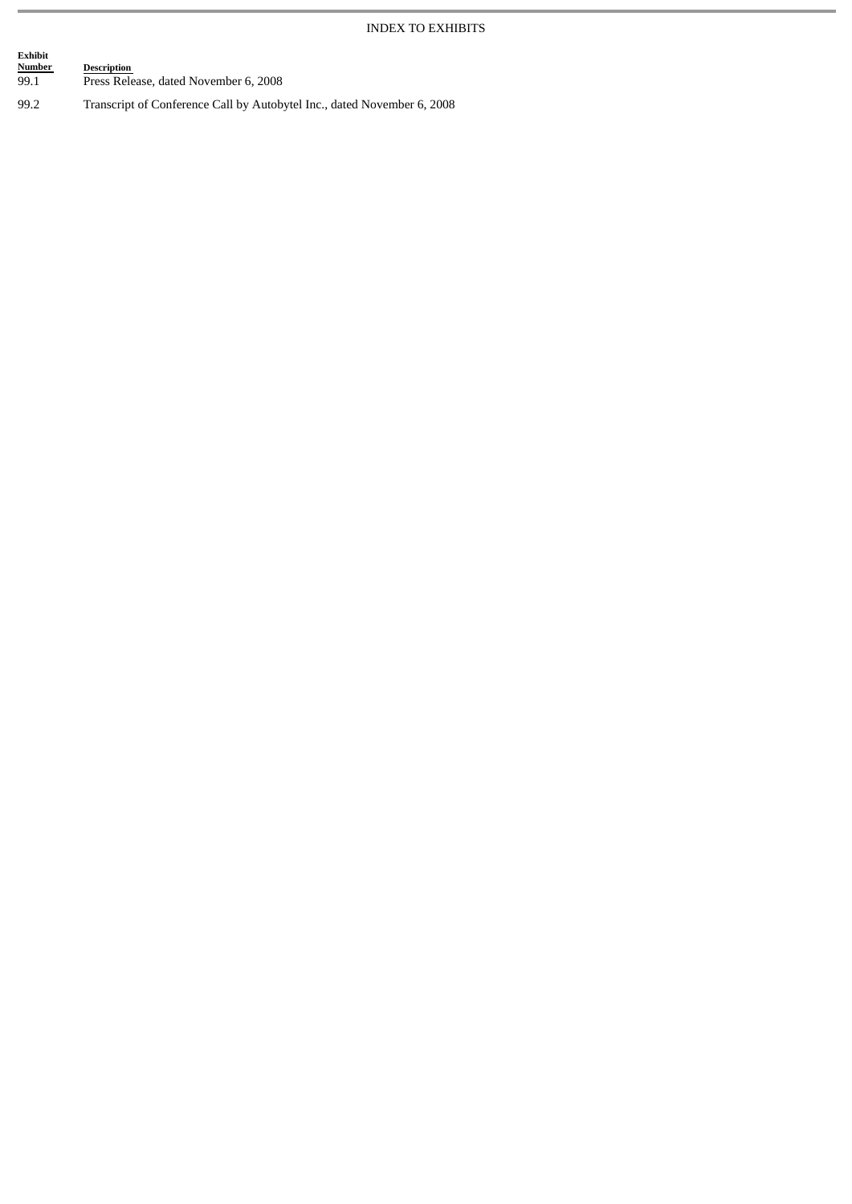INDEX TO EXHIBITS

| Exhibit Number | Description |
| --- | --- |
| 99.1 | Press Release, dated November 6, 2008 |
| 99.2 | Transcript of Conference Call by Autobytel Inc., dated November 6, 2008 |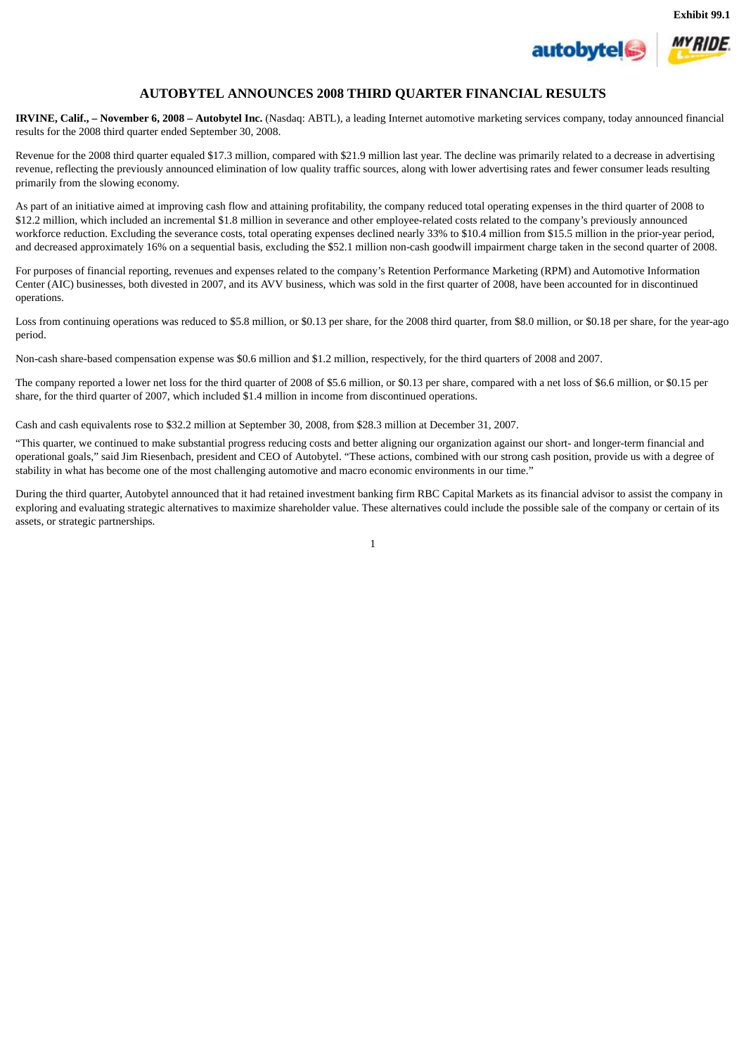Exhibit 99.1

# AUTOBYTEL ANNOUNCES 2008 THIRD QUARTER FINANCIAL RESULTS

**IRVINE, Calif., – November 6, 2008 – Autobytel Inc.** (Nasdaq: ABTL), a leading Internet automotive marketing services company, today announced financial results for the 2008 third quarter ended September 30, 2008.

Revenue for the 2008 third quarter equaled $17.3 million, compared with $21.9 million last year. The decline was primarily related to a decrease in advertising revenue, reflecting the previously announced elimination of low quality traffic sources, along with lower advertising rates and fewer consumer leads resulting primarily from the slowing economy.

As part of an initiative aimed at improving cash flow and attaining profitability, the company reduced total operating expenses in the third quarter of 2008 to $12.2 million, which included an incremental $1.8 million in severance and other employee-related costs related to the company's previously announced workforce reduction. Excluding the severance costs, total operating expenses declined nearly 33% to $10.4 million from $15.5 million in the prior-year period, and decreased approximately 16% on a sequential basis, excluding the $52.1 million non-cash goodwill impairment charge taken in the second quarter of 2008.

For purposes of financial reporting, revenues and expenses related to the company's Retention Performance Marketing (RPM) and Automotive Information Center (AIC) businesses, both divested in 2007, and its AVV business, which was sold in the first quarter of 2008, have been accounted for in discontinued operations.

Loss from continuing operations was reduced to $5.8 million, or $0.13 per share, for the 2008 third quarter, from $8.0 million, or $0.18 per share, for the year-ago period.

Non-cash share-based compensation expense was $0.6 million and $1.2 million, respectively, for the third quarters of 2008 and 2007.

The company reported a lower net loss for the third quarter of 2008 of $5.6 million, or $0.13 per share, compared with a net loss of $6.6 million, or $0.15 per share, for the third quarter of 2007, which included $1.4 million in income from discontinued operations.

Cash and cash equivalents rose to $32.2 million at September 30, 2008, from $28.3 million at December 31, 2007.

"This quarter, we continued to make substantial progress reducing costs and better aligning our organization against our short- and longer-term financial and operational goals," said Jim Riesenbach, president and CEO of Autobytel. "These actions, combined with our strong cash position, provide us with a degree of stability in what has become one of the most challenging automotive and macro economic environments in our time."

During the third quarter, Autobytel announced that it had retained investment banking firm RBC Capital Markets as its financial advisor to assist the company in exploring and evaluating strategic alternatives to maximize shareholder value. These alternatives could include the possible sale of the company or certain of its assets, or strategic partnerships.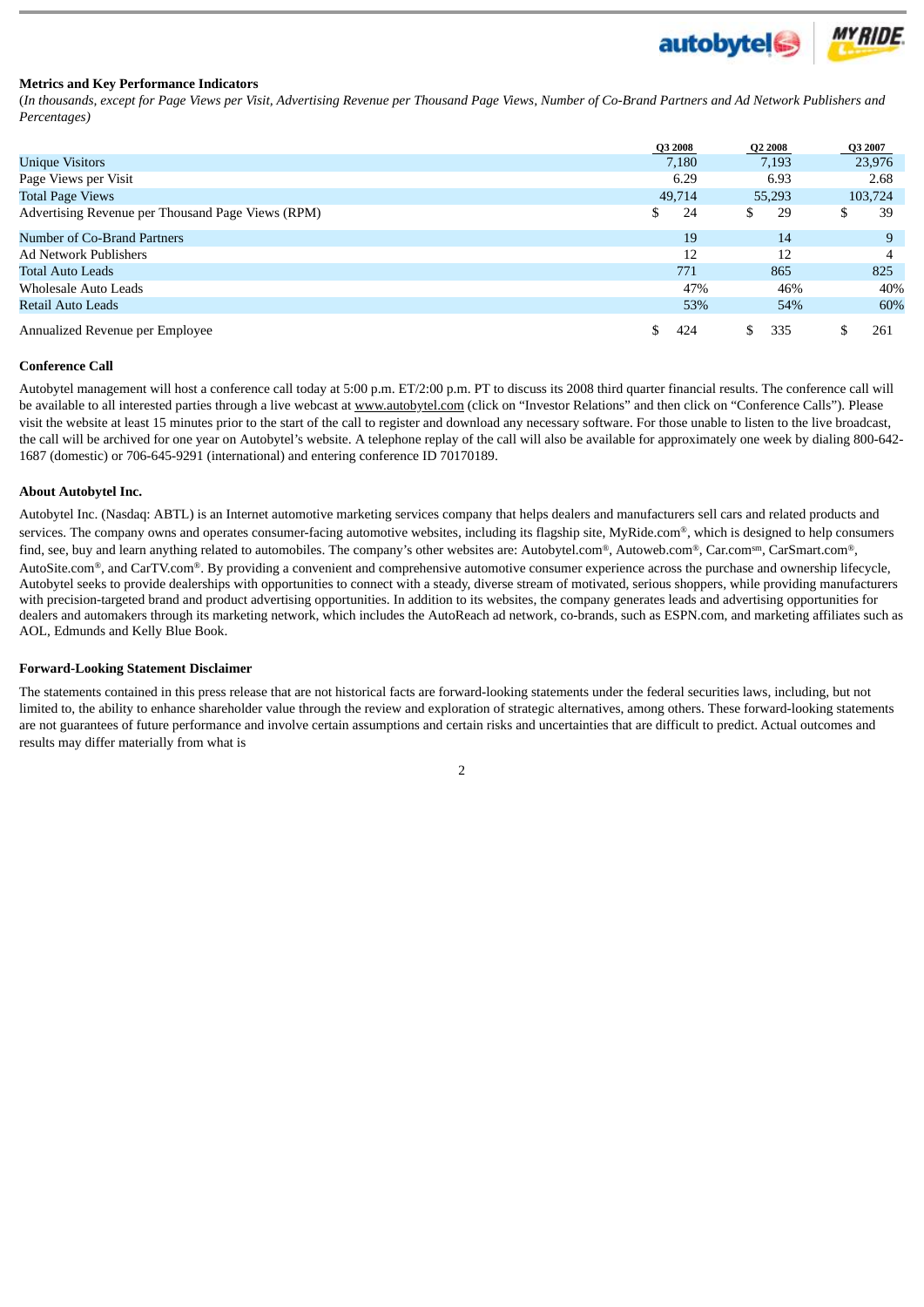**Metrics and Key Performance Indicators**

(*In thousands, except for Page Views per Visit, Advertising Revenue per Thousand Page Views, Number of Co-Brand Partners and Ad Network Publishers and Percentages)*

| | Q3 2008 | Q2 2008 | Q3 2007 |
|---|---|---|---|
| Unique Visitors | 7,180 | 7,193 | 23,976 |
| Page Views per Visit | 6.29 | 6.93 | 2.68 |
| Total Page Views | 49,714 | 55,293 | 103,724 |
| Advertising Revenue per Thousand Page Views (RPM) | $ 24 | $ 29 | $ 39 |
| Number of Co-Brand Partners | 19 | 14 | 9 |
| Ad Network Publishers | 12 | 12 | 4 |
| Total Auto Leads | 771 | 865 | 825 |
| Wholesale Auto Leads | 47% | 46% | 40% |
| Retail Auto Leads | 53% | 54% | 60% |
| Annualized Revenue per Employee | $ 424 | $ 335 | $ 261 |

**Conference Call**

Autobytel management will host a conference call today at 5:00 p.m. ET/2:00 p.m. PT to discuss its 2008 third quarter financial results. The conference call will be available to all interested parties through a live webcast at www.autobytel.com (click on "Investor Relations" and then click on "Conference Calls"). Please visit the website at least 15 minutes prior to the start of the call to register and download any necessary software. For those unable to listen to the live broadcast, the call will be archived for one year on Autobytel's website. A telephone replay of the call will also be available for approximately one week by dialing 800-642-1687 (domestic) or 706-645-9291 (international) and entering conference ID 70170189.

**About Autobytel Inc.**

Autobytel Inc. (Nasdaq: ABTL) is an Internet automotive marketing services company that helps dealers and manufacturers sell cars and related products and services. The company owns and operates consumer-facing automotive websites, including its flagship site, MyRide.com®, which is designed to help consumers find, see, buy and learn anything related to automobiles. The company's other websites are: Autobytel.com®, Autoweb.com®, Car.com℠, CarSmart.com®, AutoSite.com®, and CarTV.com®. By providing a convenient and comprehensive automotive consumer experience across the purchase and ownership lifecycle, Autobytel seeks to provide dealerships with opportunities to connect with a steady, diverse stream of motivated, serious shoppers, while providing manufacturers with precision-targeted brand and product advertising opportunities. In addition to its websites, the company generates leads and advertising opportunities for dealers and automakers through its marketing network, which includes the AutoReach ad network, co-brands, such as ESPN.com, and marketing affiliates such as AOL, Edmunds and Kelly Blue Book.

**Forward-Looking Statement Disclaimer**

The statements contained in this press release that are not historical facts are forward-looking statements under the federal securities laws, including, but not limited to, the ability to enhance shareholder value through the review and exploration of strategic alternatives, among others. These forward-looking statements are not guarantees of future performance and involve certain assumptions and certain risks and uncertainties that are difficult to predict. Actual outcomes and results may differ materially from what is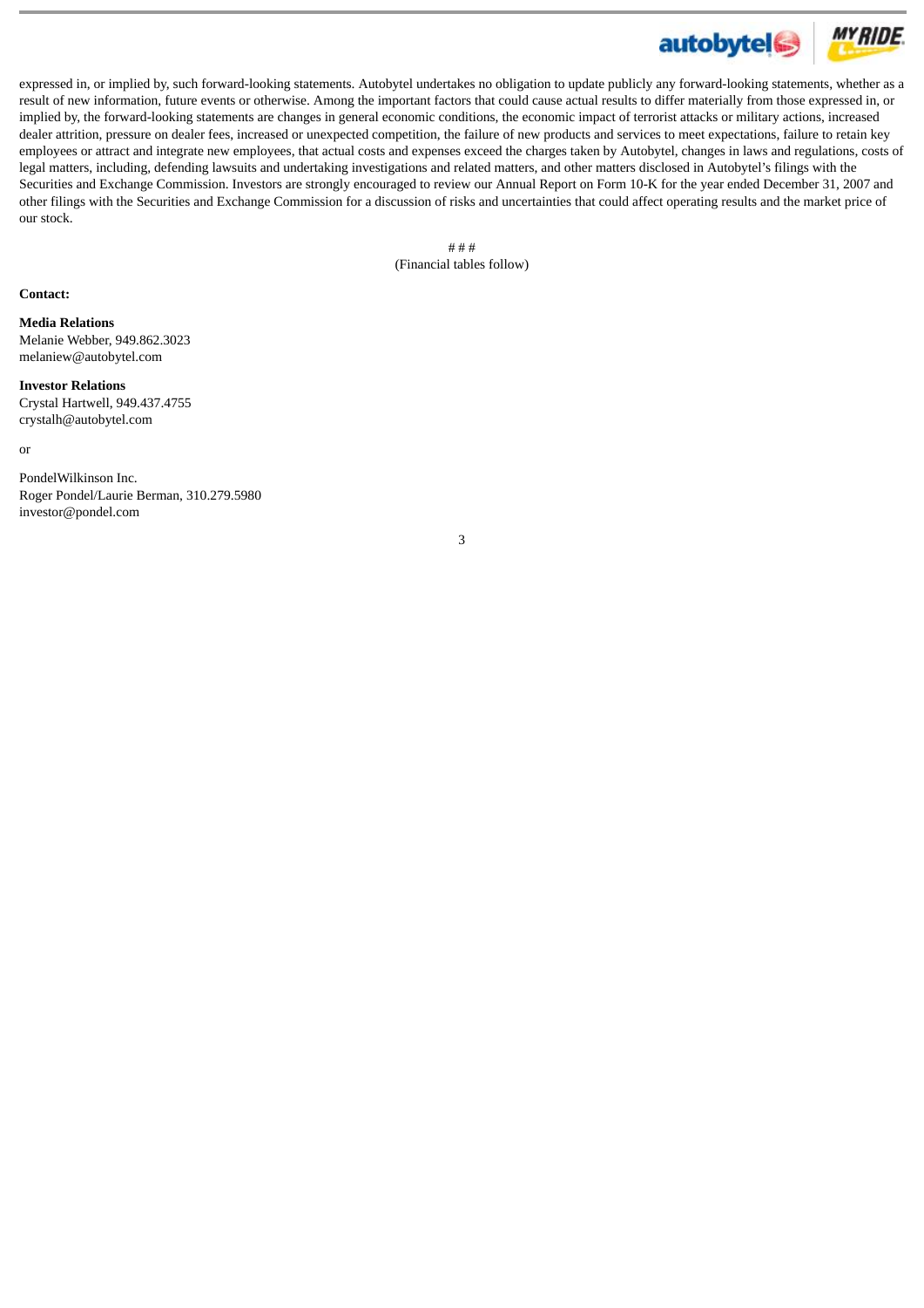expressed in, or implied by, such forward-looking statements. Autobytel undertakes no obligation to update publicly any forward-looking statements, whether as a result of new information, future events or otherwise. Among the important factors that could cause actual results to differ materially from those expressed in, or implied by, the forward-looking statements are changes in general economic conditions, the economic impact of terrorist attacks or military actions, increased dealer attrition, pressure on dealer fees, increased or unexpected competition, the failure of new products and services to meet expectations, failure to retain key employees or attract and integrate new employees, that actual costs and expenses exceed the charges taken by Autobytel, changes in laws and regulations, costs of legal matters, including, defending lawsuits and undertaking investigations and related matters, and other matters disclosed in Autobytel's filings with the Securities and Exchange Commission. Investors are strongly encouraged to review our Annual Report on Form 10-K for the year ended December 31, 2007 and other filings with the Securities and Exchange Commission for a discussion of risks and uncertainties that could affect operating results and the market price of our stock.

# # #

(Financial tables follow)

**Contact:**

**Media Relations**
Melanie Webber, 949.862.3023
melaniew@autobytel.com

**Investor Relations**
Crystal Hartwell, 949.437.4755
crystalh@autobytel.com

or

PondelWilkinson Inc.
Roger Pondel/Laurie Berman, 310.279.5980
investor@pondel.com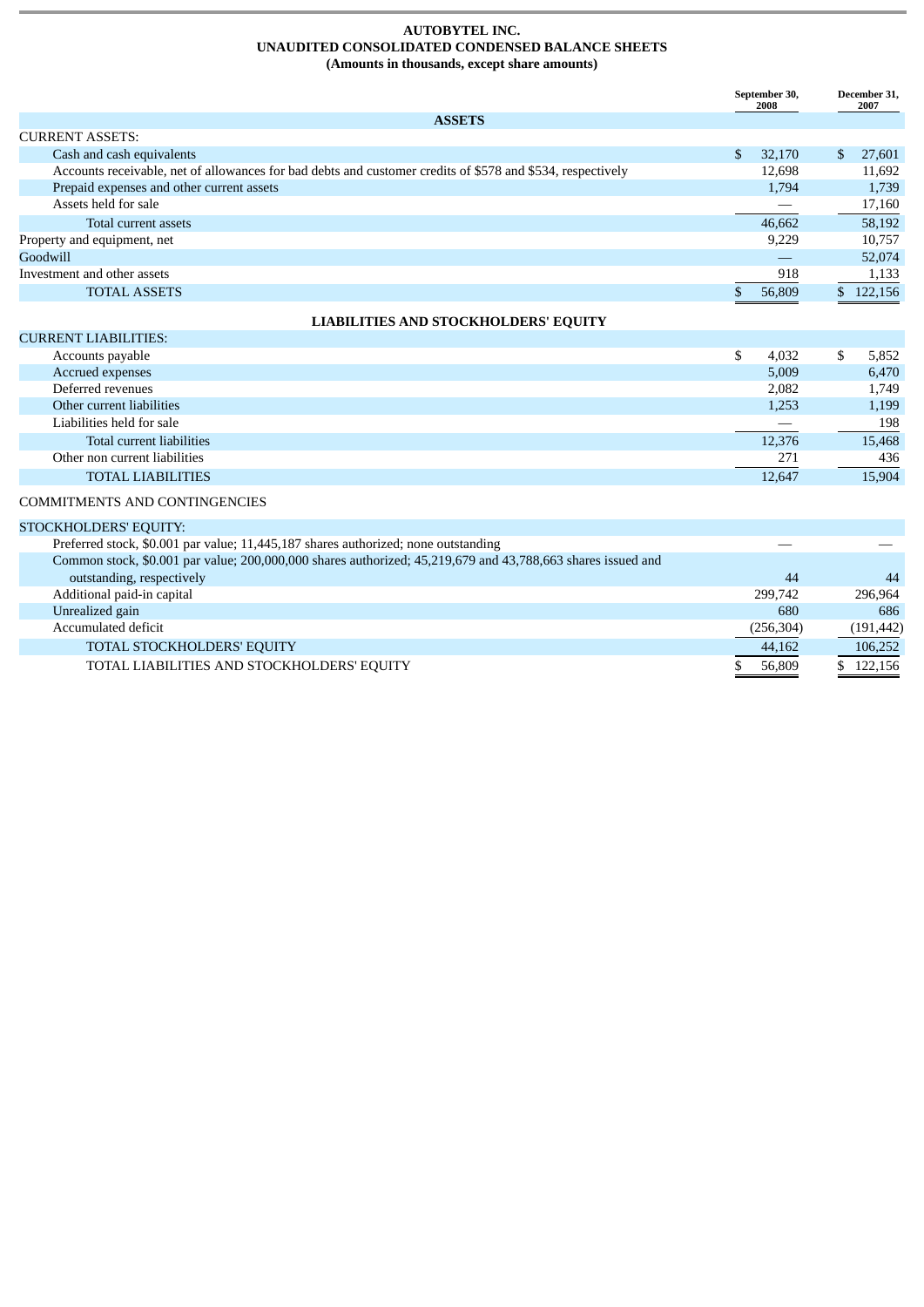**AUTOBYTEL INC.**
**UNAUDITED CONSOLIDATED CONDENSED BALANCE SHEETS**
**(Amounts in thousands, except share amounts)**

| | September 30, 2008 | December 31, 2007 |
|---|---|---|
| **ASSETS** | | |
| CURRENT ASSETS: | | |
| Cash and cash equivalents | $ 32,170 | $ 27,601 |
| Accounts receivable, net of allowances for bad debts and customer credits of $578 and $534, respectively | 12,698 | 11,692 |
| Prepaid expenses and other current assets | 1,794 | 1,739 |
| Assets held for sale | — | 17,160 |
| Total current assets | 46,662 | 58,192 |
| Property and equipment, net | 9,229 | 10,757 |
| Goodwill | — | 52,074 |
| Investment and other assets | 918 | 1,133 |
| TOTAL ASSETS | $ 56,809 | $ 122,156 |
| **LIABILITIES AND STOCKHOLDERS' EQUITY** | | |
| CURRENT LIABILITIES: | | |
| Accounts payable | $ 4,032 | $ 5,852 |
| Accrued expenses | 5,009 | 6,470 |
| Deferred revenues | 2,082 | 1,749 |
| Other current liabilities | 1,253 | 1,199 |
| Liabilities held for sale | — | 198 |
| Total current liabilities | 12,376 | 15,468 |
| Other non current liabilities | 271 | 436 |
| TOTAL LIABILITIES | 12,647 | 15,904 |
| COMMITMENTS AND CONTINGENCIES | | |
| STOCKHOLDERS' EQUITY: | | |
| Preferred stock, $0.001 par value; 11,445,187 shares authorized; none outstanding | — | — |
| Common stock, $0.001 par value; 200,000,000 shares authorized; 45,219,679 and 43,788,663 shares issued and outstanding, respectively | 44 | 44 |
| Additional paid-in capital | 299,742 | 296,964 |
| Unrealized gain | 680 | 686 |
| Accumulated deficit | (256,304) | (191,442) |
| TOTAL STOCKHOLDERS' EQUITY | 44,162 | 106,252 |
| TOTAL LIABILITIES AND STOCKHOLDERS' EQUITY | $ 56,809 | $ 122,156 |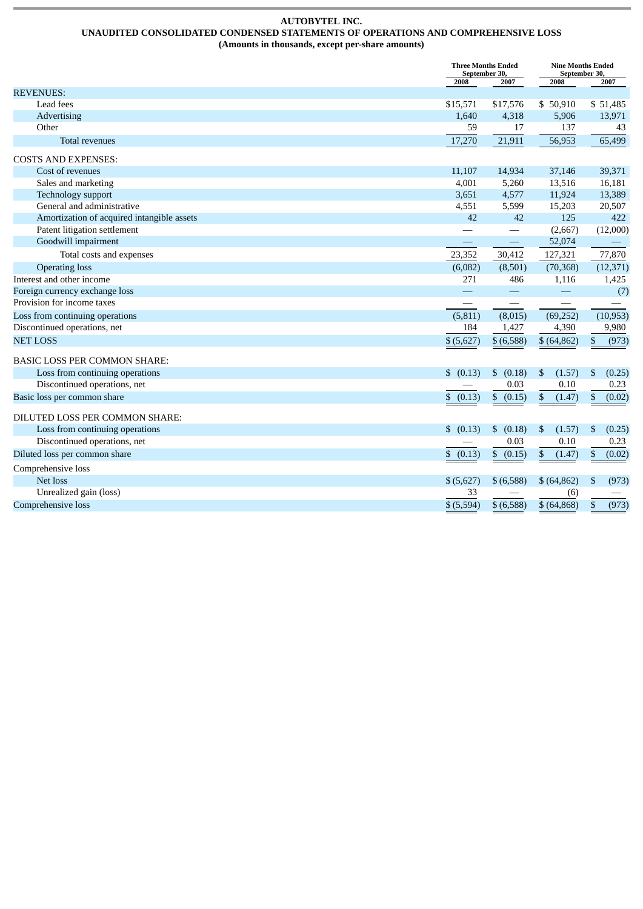**AUTOBYTEL INC.**

**UNAUDITED CONSOLIDATED CONDENSED STATEMENTS OF OPERATIONS AND COMPREHENSIVE LOSS**

**(Amounts in thousands, except per-share amounts)**

| | Three Months Ended September 30, | | Nine Months Ended September 30, | |
|---|---|---|---|---|
| | 2008 | 2007 | 2008 | 2007 |
| REVENUES: | | | | |
| Lead fees | $15,571 | $17,576 | $ 50,910 | $ 51,485 |
| Advertising | 1,640 | 4,318 | 5,906 | 13,971 |
| Other | 59 | 17 | 137 | 43 |
| Total revenues | 17,270 | 21,911 | 56,953 | 65,499 |
| COSTS AND EXPENSES: | | | | |
| Cost of revenues | 11,107 | 14,934 | 37,146 | 39,371 |
| Sales and marketing | 4,001 | 5,260 | 13,516 | 16,181 |
| Technology support | 3,651 | 4,577 | 11,924 | 13,389 |
| General and administrative | 4,551 | 5,599 | 15,203 | 20,507 |
| Amortization of acquired intangible assets | 42 | 42 | 125 | 422 |
| Patent litigation settlement | — | — | (2,667) | (12,000) |
| Goodwill impairment | — | — | 52,074 | — |
| Total costs and expenses | 23,352 | 30,412 | 127,321 | 77,870 |
| Operating loss | (6,082) | (8,501) | (70,368) | (12,371) |
| Interest and other income | 271 | 486 | 1,116 | 1,425 |
| Foreign currency exchange loss | — | — | — | (7) |
| Provision for income taxes | — | — | — | — |
| Loss from continuing operations | (5,811) | (8,015) | (69,252) | (10,953) |
| Discontinued operations, net | 184 | 1,427 | 4,390 | 9,980 |
| NET LOSS | $ (5,627) | $ (6,588) | $ (64,862) | $ (973) |
| BASIC LOSS PER COMMON SHARE: | | | | |
| Loss from continuing operations | $ (0.13) | $ (0.18) | $ (1.57) | $ (0.25) |
| Discontinued operations, net | — | 0.03 | 0.10 | 0.23 |
| Basic loss per common share | $ (0.13) | $ (0.15) | $ (1.47) | $ (0.02) |
| DILUTED LOSS PER COMMON SHARE: | | | | |
| Loss from continuing operations | $ (0.13) | $ (0.18) | $ (1.57) | $ (0.25) |
| Discontinued operations, net | — | 0.03 | 0.10 | 0.23 |
| Diluted loss per common share | $ (0.13) | $ (0.15) | $ (1.47) | $ (0.02) |
| Comprehensive loss | | | | |
| Net loss | $ (5,627) | $ (6,588) | $ (64,862) | $ (973) |
| Unrealized gain (loss) | 33 | — | (6) | — |
| Comprehensive loss | $ (5,594) | $ (6,588) | $ (64,868) | $ (973) |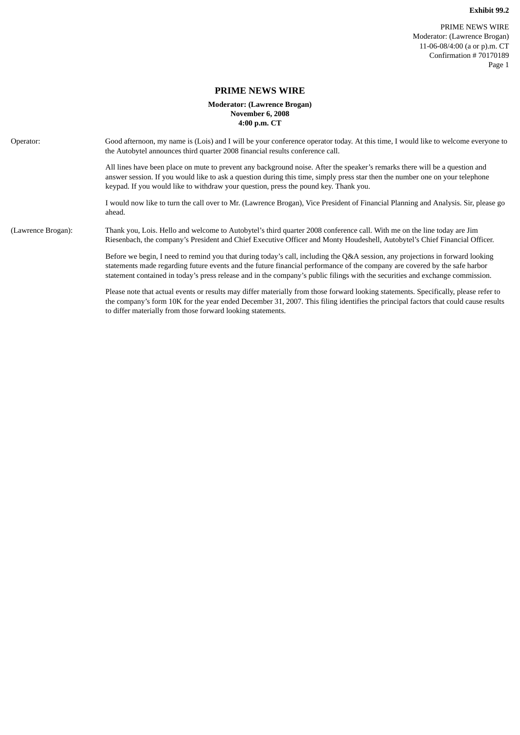**Exhibit 99.2**

# PRIME NEWS WIRE

**Moderator: (Lawrence Brogan)**
**November 6, 2008**
**4:00 p.m. CT**

Operator: Good afternoon, my name is (Lois) and I will be your conference operator today. At this time, I would like to welcome everyone to the Autobytel announces third quarter 2008 financial results conference call.

All lines have been place on mute to prevent any background noise. After the speaker's remarks there will be a question and answer session. If you would like to ask a question during this time, simply press star then the number one on your telephone keypad. If you would like to withdraw your question, press the pound key. Thank you.

I would now like to turn the call over to Mr. (Lawrence Brogan), Vice President of Financial Planning and Analysis. Sir, please go ahead.

(Lawrence Brogan): Thank you, Lois. Hello and welcome to Autobytel's third quarter 2008 conference call. With me on the line today are Jim Riesenbach, the company's President and Chief Executive Officer and Monty Houdeshell, Autobytel's Chief Financial Officer.

Before we begin, I need to remind you that during today's call, including the Q&A session, any projections in forward looking statements made regarding future events and the future financial performance of the company are covered by the safe harbor statement contained in today's press release and in the company's public filings with the securities and exchange commission.

Please note that actual events or results may differ materially from those forward looking statements. Specifically, please refer to the company's form 10K for the year ended December 31, 2007. This filing identifies the principal factors that could cause results to differ materially from those forward looking statements.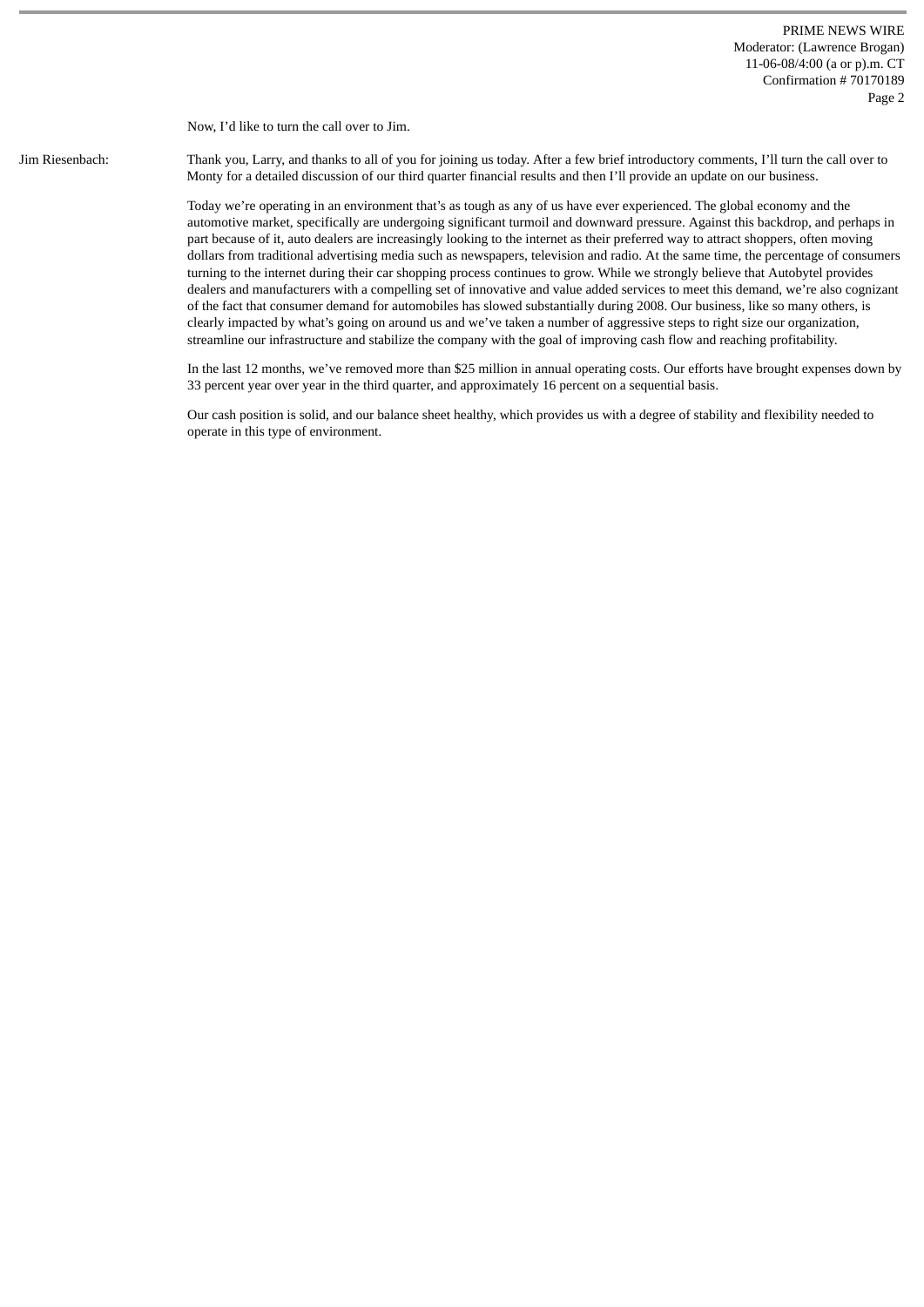Now, I'd like to turn the call over to Jim.

**Jim Riesenbach:** Thank you, Larry, and thanks to all of you for joining us today. After a few brief introductory comments, I'll turn the call over to Monty for a detailed discussion of our third quarter financial results and then I'll provide an update on our business.

Today we're operating in an environment that's as tough as any of us have ever experienced. The global economy and the automotive market, specifically are undergoing significant turmoil and downward pressure. Against this backdrop, and perhaps in part because of it, auto dealers are increasingly looking to the internet as their preferred way to attract shoppers, often moving dollars from traditional advertising media such as newspapers, television and radio. At the same time, the percentage of consumers turning to the internet during their car shopping process continues to grow. While we strongly believe that Autobytel provides dealers and manufacturers with a compelling set of innovative and value added services to meet this demand, we're also cognizant of the fact that consumer demand for automobiles has slowed substantially during 2008. Our business, like so many others, is clearly impacted by what's going on around us and we've taken a number of aggressive steps to right size our organization, streamline our infrastructure and stabilize the company with the goal of improving cash flow and reaching profitability.

In the last 12 months, we've removed more than $25 million in annual operating costs. Our efforts have brought expenses down by 33 percent year over year in the third quarter, and approximately 16 percent on a sequential basis.

Our cash position is solid, and our balance sheet healthy, which provides us with a degree of stability and flexibility needed to operate in this type of environment.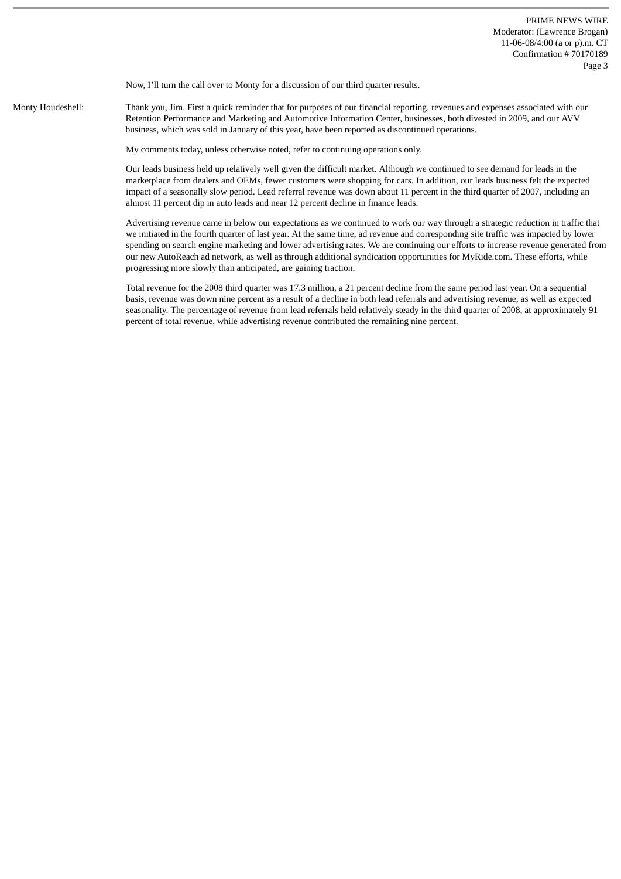Now, I'll turn the call over to Monty for a discussion of our third quarter results.

Monty Houdeshell: Thank you, Jim. First a quick reminder that for purposes of our financial reporting, revenues and expenses associated with our Retention Performance and Marketing and Automotive Information Center, businesses, both divested in 2009, and our AVV business, which was sold in January of this year, have been reported as discontinued operations.

My comments today, unless otherwise noted, refer to continuing operations only.

Our leads business held up relatively well given the difficult market. Although we continued to see demand for leads in the marketplace from dealers and OEMs, fewer customers were shopping for cars. In addition, our leads business felt the expected impact of a seasonally slow period. Lead referral revenue was down about 11 percent in the third quarter of 2007, including an almost 11 percent dip in auto leads and near 12 percent decline in finance leads.

Advertising revenue came in below our expectations as we continued to work our way through a strategic reduction in traffic that we initiated in the fourth quarter of last year. At the same time, ad revenue and corresponding site traffic was impacted by lower spending on search engine marketing and lower advertising rates. We are continuing our efforts to increase revenue generated from our new AutoReach ad network, as well as through additional syndication opportunities for MyRide.com. These efforts, while progressing more slowly than anticipated, are gaining traction.

Total revenue for the 2008 third quarter was 17.3 million, a 21 percent decline from the same period last year. On a sequential basis, revenue was down nine percent as a result of a decline in both lead referrals and advertising revenue, as well as expected seasonality. The percentage of revenue from lead referrals held relatively steady in the third quarter of 2008, at approximately 91 percent of total revenue, while advertising revenue contributed the remaining nine percent.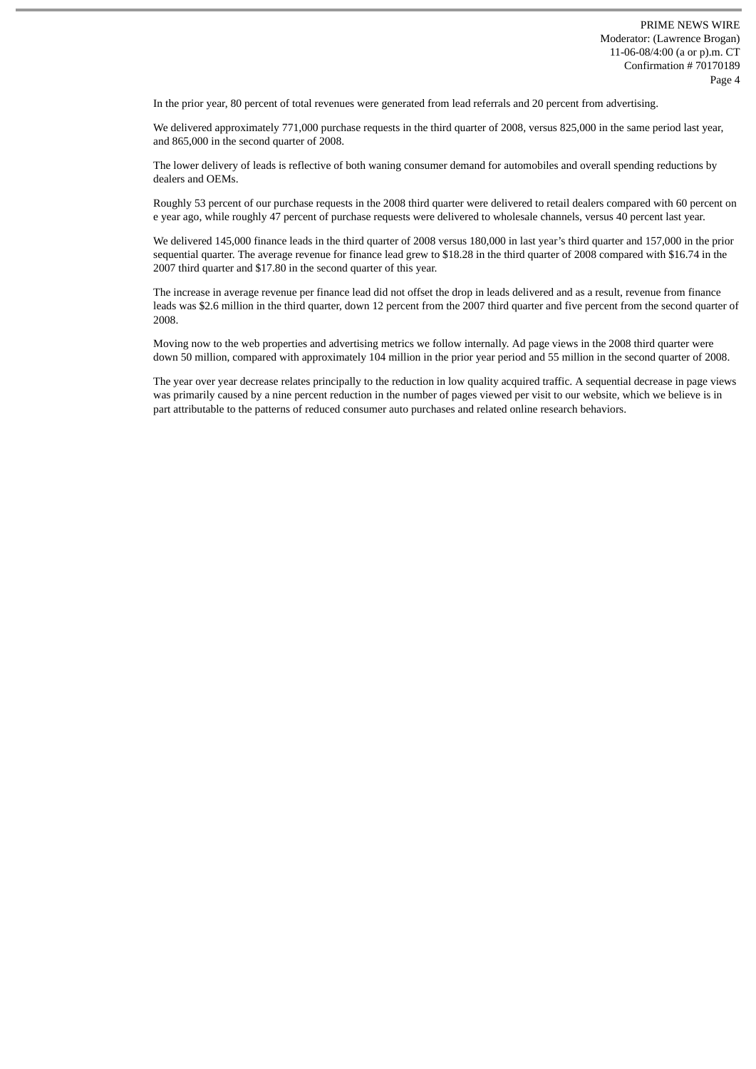In the prior year, 80 percent of total revenues were generated from lead referrals and 20 percent from advertising.

We delivered approximately 771,000 purchase requests in the third quarter of 2008, versus 825,000 in the same period last year, and 865,000 in the second quarter of 2008.

The lower delivery of leads is reflective of both waning consumer demand for automobiles and overall spending reductions by dealers and OEMs.

Roughly 53 percent of our purchase requests in the 2008 third quarter were delivered to retail dealers compared with 60 percent on e year ago, while roughly 47 percent of purchase requests were delivered to wholesale channels, versus 40 percent last year.

We delivered 145,000 finance leads in the third quarter of 2008 versus 180,000 in last year's third quarter and 157,000 in the prior sequential quarter. The average revenue for finance lead grew to $18.28 in the third quarter of 2008 compared with $16.74 in the 2007 third quarter and $17.80 in the second quarter of this year.

The increase in average revenue per finance lead did not offset the drop in leads delivered and as a result, revenue from finance leads was $2.6 million in the third quarter, down 12 percent from the 2007 third quarter and five percent from the second quarter of 2008.

Moving now to the web properties and advertising metrics we follow internally. Ad page views in the 2008 third quarter were down 50 million, compared with approximately 104 million in the prior year period and 55 million in the second quarter of 2008.

The year over year decrease relates principally to the reduction in low quality acquired traffic. A sequential decrease in page views was primarily caused by a nine percent reduction in the number of pages viewed per visit to our website, which we believe is in part attributable to the patterns of reduced consumer auto purchases and related online research behaviors.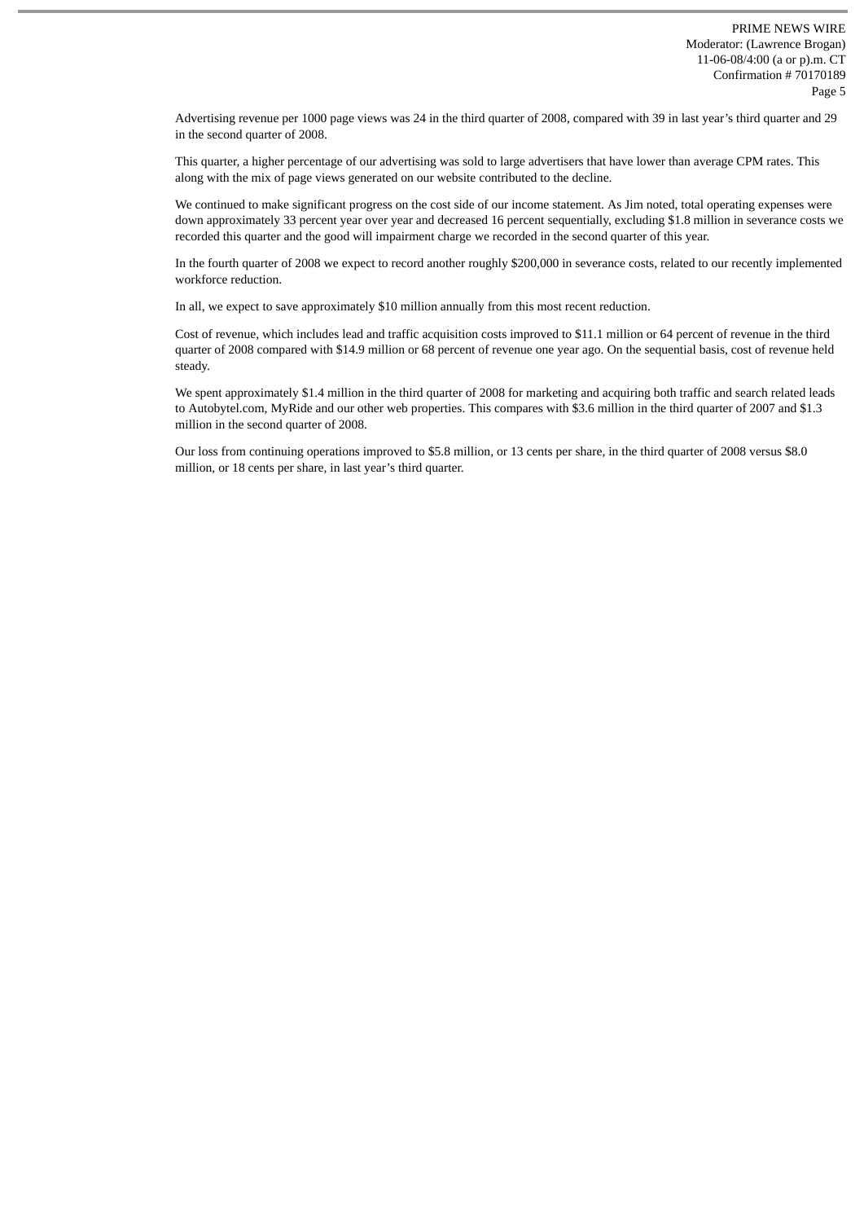Advertising revenue per 1000 page views was 24 in the third quarter of 2008, compared with 39 in last year's third quarter and 29 in the second quarter of 2008.

This quarter, a higher percentage of our advertising was sold to large advertisers that have lower than average CPM rates. This along with the mix of page views generated on our website contributed to the decline.

We continued to make significant progress on the cost side of our income statement. As Jim noted, total operating expenses were down approximately 33 percent year over year and decreased 16 percent sequentially, excluding $1.8 million in severance costs we recorded this quarter and the good will impairment charge we recorded in the second quarter of this year.

In the fourth quarter of 2008 we expect to record another roughly $200,000 in severance costs, related to our recently implemented workforce reduction.

In all, we expect to save approximately $10 million annually from this most recent reduction.

Cost of revenue, which includes lead and traffic acquisition costs improved to $11.1 million or 64 percent of revenue in the third quarter of 2008 compared with $14.9 million or 68 percent of revenue one year ago. On the sequential basis, cost of revenue held steady.

We spent approximately $1.4 million in the third quarter of 2008 for marketing and acquiring both traffic and search related leads to Autobytel.com, MyRide and our other web properties. This compares with $3.6 million in the third quarter of 2007 and $1.3 million in the second quarter of 2008.

Our loss from continuing operations improved to $5.8 million, or 13 cents per share, in the third quarter of 2008 versus $8.0 million, or 18 cents per share, in last year's third quarter.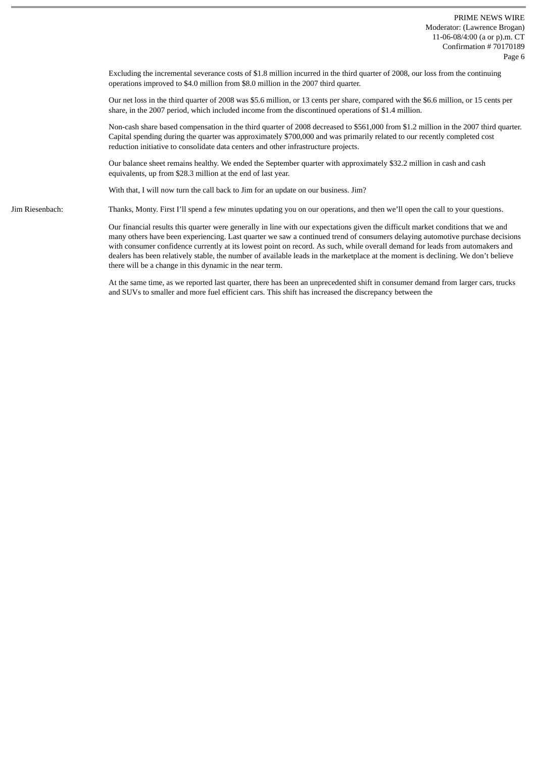Excluding the incremental severance costs of $1.8 million incurred in the third quarter of 2008, our loss from the continuing operations improved to $4.0 million from $8.0 million in the 2007 third quarter.

Our net loss in the third quarter of 2008 was $5.6 million, or 13 cents per share, compared with the $6.6 million, or 15 cents per share, in the 2007 period, which included income from the discontinued operations of $1.4 million.

Non-cash share based compensation in the third quarter of 2008 decreased to $561,000 from $1.2 million in the 2007 third quarter. Capital spending during the quarter was approximately $700,000 and was primarily related to our recently completed cost reduction initiative to consolidate data centers and other infrastructure projects.

Our balance sheet remains healthy. We ended the September quarter with approximately $32.2 million in cash and cash equivalents, up from $28.3 million at the end of last year.

With that, I will now turn the call back to Jim for an update on our business. Jim?

Jim Riesenbach: Thanks, Monty. First I'll spend a few minutes updating you on our operations, and then we'll open the call to your questions.

Our financial results this quarter were generally in line with our expectations given the difficult market conditions that we and many others have been experiencing. Last quarter we saw a continued trend of consumers delaying automotive purchase decisions with consumer confidence currently at its lowest point on record. As such, while overall demand for leads from automakers and dealers has been relatively stable, the number of available leads in the marketplace at the moment is declining. We don't believe there will be a change in this dynamic in the near term.

At the same time, as we reported last quarter, there has been an unprecedented shift in consumer demand from larger cars, trucks and SUVs to smaller and more fuel efficient cars. This shift has increased the discrepancy between the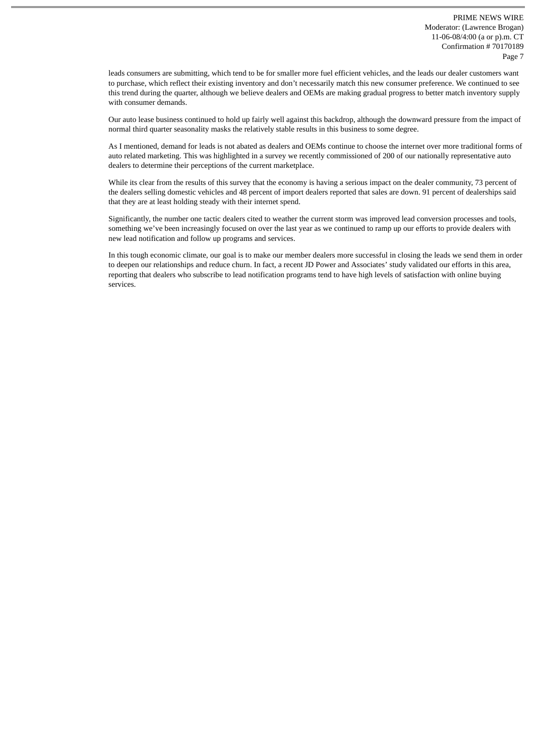leads consumers are submitting, which tend to be for smaller more fuel efficient vehicles, and the leads our dealer customers want to purchase, which reflect their existing inventory and don't necessarily match this new consumer preference. We continued to see this trend during the quarter, although we believe dealers and OEMs are making gradual progress to better match inventory supply with consumer demands.

Our auto lease business continued to hold up fairly well against this backdrop, although the downward pressure from the impact of normal third quarter seasonality masks the relatively stable results in this business to some degree.

As I mentioned, demand for leads is not abated as dealers and OEMs continue to choose the internet over more traditional forms of auto related marketing. This was highlighted in a survey we recently commissioned of 200 of our nationally representative auto dealers to determine their perceptions of the current marketplace.

While its clear from the results of this survey that the economy is having a serious impact on the dealer community, 73 percent of the dealers selling domestic vehicles and 48 percent of import dealers reported that sales are down. 91 percent of dealerships said that they are at least holding steady with their internet spend.

Significantly, the number one tactic dealers cited to weather the current storm was improved lead conversion processes and tools, something we've been increasingly focused on over the last year as we continued to ramp up our efforts to provide dealers with new lead notification and follow up programs and services.

In this tough economic climate, our goal is to make our member dealers more successful in closing the leads we send them in order to deepen our relationships and reduce churn. In fact, a recent JD Power and Associates' study validated our efforts in this area, reporting that dealers who subscribe to lead notification programs tend to have high levels of satisfaction with online buying services.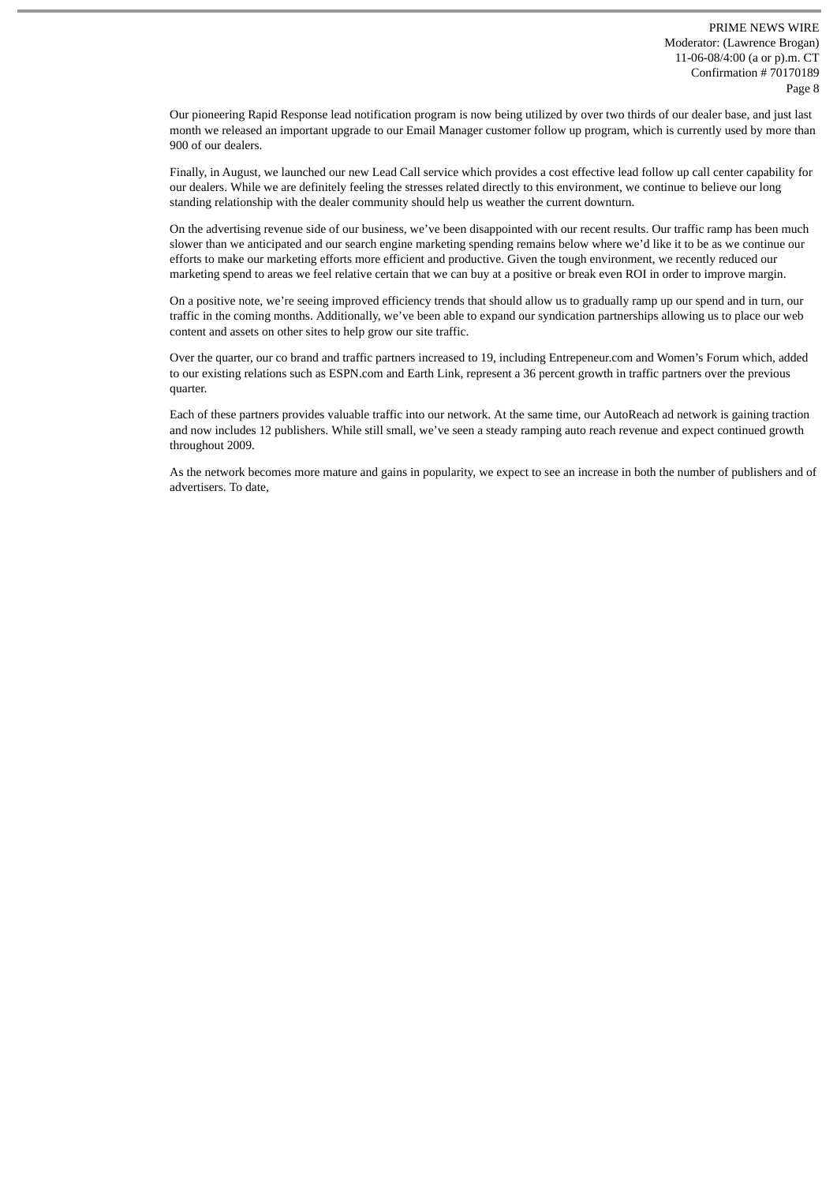Our pioneering Rapid Response lead notification program is now being utilized by over two thirds of our dealer base, and just last month we released an important upgrade to our Email Manager customer follow up program, which is currently used by more than 900 of our dealers.

Finally, in August, we launched our new Lead Call service which provides a cost effective lead follow up call center capability for our dealers. While we are definitely feeling the stresses related directly to this environment, we continue to believe our long standing relationship with the dealer community should help us weather the current downturn.

On the advertising revenue side of our business, we've been disappointed with our recent results. Our traffic ramp has been much slower than we anticipated and our search engine marketing spending remains below where we'd like it to be as we continue our efforts to make our marketing efforts more efficient and productive. Given the tough environment, we recently reduced our marketing spend to areas we feel relative certain that we can buy at a positive or break even ROI in order to improve margin.

On a positive note, we're seeing improved efficiency trends that should allow us to gradually ramp up our spend and in turn, our traffic in the coming months. Additionally, we've been able to expand our syndication partnerships allowing us to place our web content and assets on other sites to help grow our site traffic.

Over the quarter, our co brand and traffic partners increased to 19, including Entrepeneur.com and Women's Forum which, added to our existing relations such as ESPN.com and Earth Link, represent a 36 percent growth in traffic partners over the previous quarter.

Each of these partners provides valuable traffic into our network. At the same time, our AutoReach ad network is gaining traction and now includes 12 publishers. While still small, we've seen a steady ramping auto reach revenue and expect continued growth throughout 2009.

As the network becomes more mature and gains in popularity, we expect to see an increase in both the number of publishers and of advertisers. To date,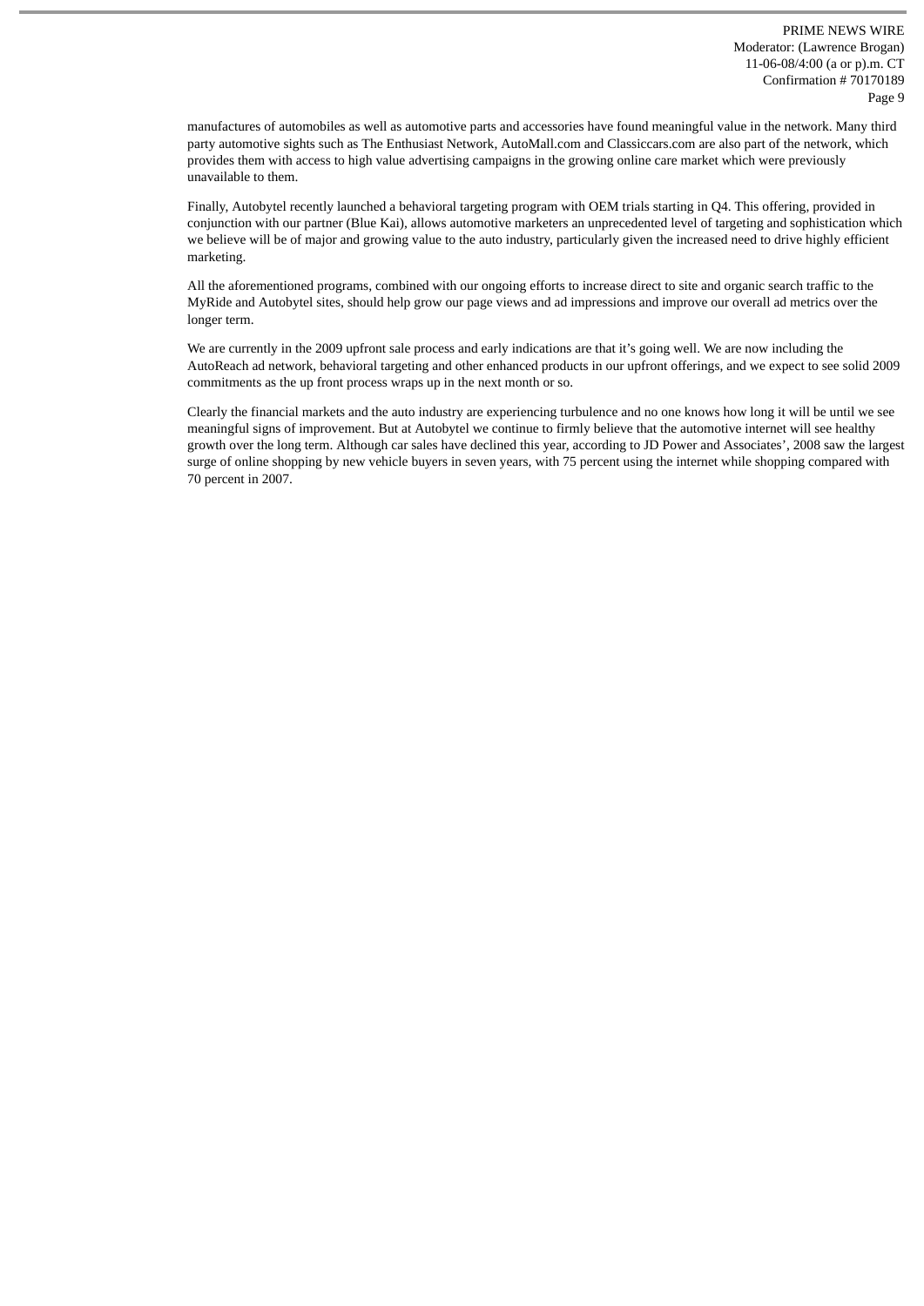manufactures of automobiles as well as automotive parts and accessories have found meaningful value in the network. Many third party automotive sights such as The Enthusiast Network, AutoMall.com and Classiccars.com are also part of the network, which provides them with access to high value advertising campaigns in the growing online care market which were previously unavailable to them.

Finally, Autobytel recently launched a behavioral targeting program with OEM trials starting in Q4. This offering, provided in conjunction with our partner (Blue Kai), allows automotive marketers an unprecedented level of targeting and sophistication which we believe will be of major and growing value to the auto industry, particularly given the increased need to drive highly efficient marketing.

All the aforementioned programs, combined with our ongoing efforts to increase direct to site and organic search traffic to the MyRide and Autobytel sites, should help grow our page views and ad impressions and improve our overall ad metrics over the longer term.

We are currently in the 2009 upfront sale process and early indications are that it's going well. We are now including the AutoReach ad network, behavioral targeting and other enhanced products in our upfront offerings, and we expect to see solid 2009 commitments as the up front process wraps up in the next month or so.

Clearly the financial markets and the auto industry are experiencing turbulence and no one knows how long it will be until we see meaningful signs of improvement. But at Autobytel we continue to firmly believe that the automotive internet will see healthy growth over the long term. Although car sales have declined this year, according to JD Power and Associates', 2008 saw the largest surge of online shopping by new vehicle buyers in seven years, with 75 percent using the internet while shopping compared with 70 percent in 2007.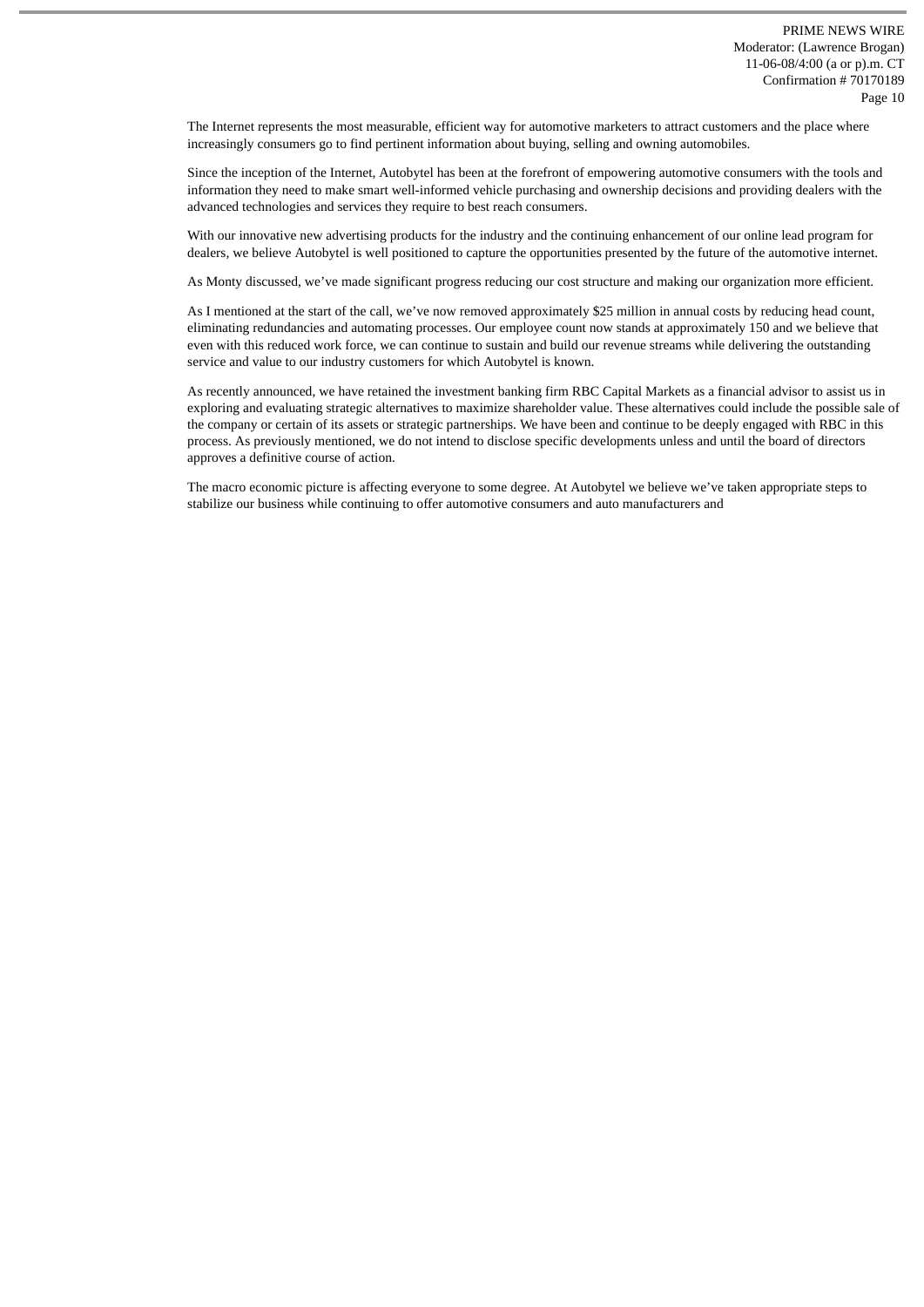The Internet represents the most measurable, efficient way for automotive marketers to attract customers and the place where increasingly consumers go to find pertinent information about buying, selling and owning automobiles.

Since the inception of the Internet, Autobytel has been at the forefront of empowering automotive consumers with the tools and information they need to make smart well-informed vehicle purchasing and ownership decisions and providing dealers with the advanced technologies and services they require to best reach consumers.

With our innovative new advertising products for the industry and the continuing enhancement of our online lead program for dealers, we believe Autobytel is well positioned to capture the opportunities presented by the future of the automotive internet.

As Monty discussed, we've made significant progress reducing our cost structure and making our organization more efficient.

As I mentioned at the start of the call, we've now removed approximately $25 million in annual costs by reducing head count, eliminating redundancies and automating processes. Our employee count now stands at approximately 150 and we believe that even with this reduced work force, we can continue to sustain and build our revenue streams while delivering the outstanding service and value to our industry customers for which Autobytel is known.

As recently announced, we have retained the investment banking firm RBC Capital Markets as a financial advisor to assist us in exploring and evaluating strategic alternatives to maximize shareholder value. These alternatives could include the possible sale of the company or certain of its assets or strategic partnerships. We have been and continue to be deeply engaged with RBC in this process. As previously mentioned, we do not intend to disclose specific developments unless and until the board of directors approves a definitive course of action.

The macro economic picture is affecting everyone to some degree. At Autobytel we believe we've taken appropriate steps to stabilize our business while continuing to offer automotive consumers and auto manufacturers and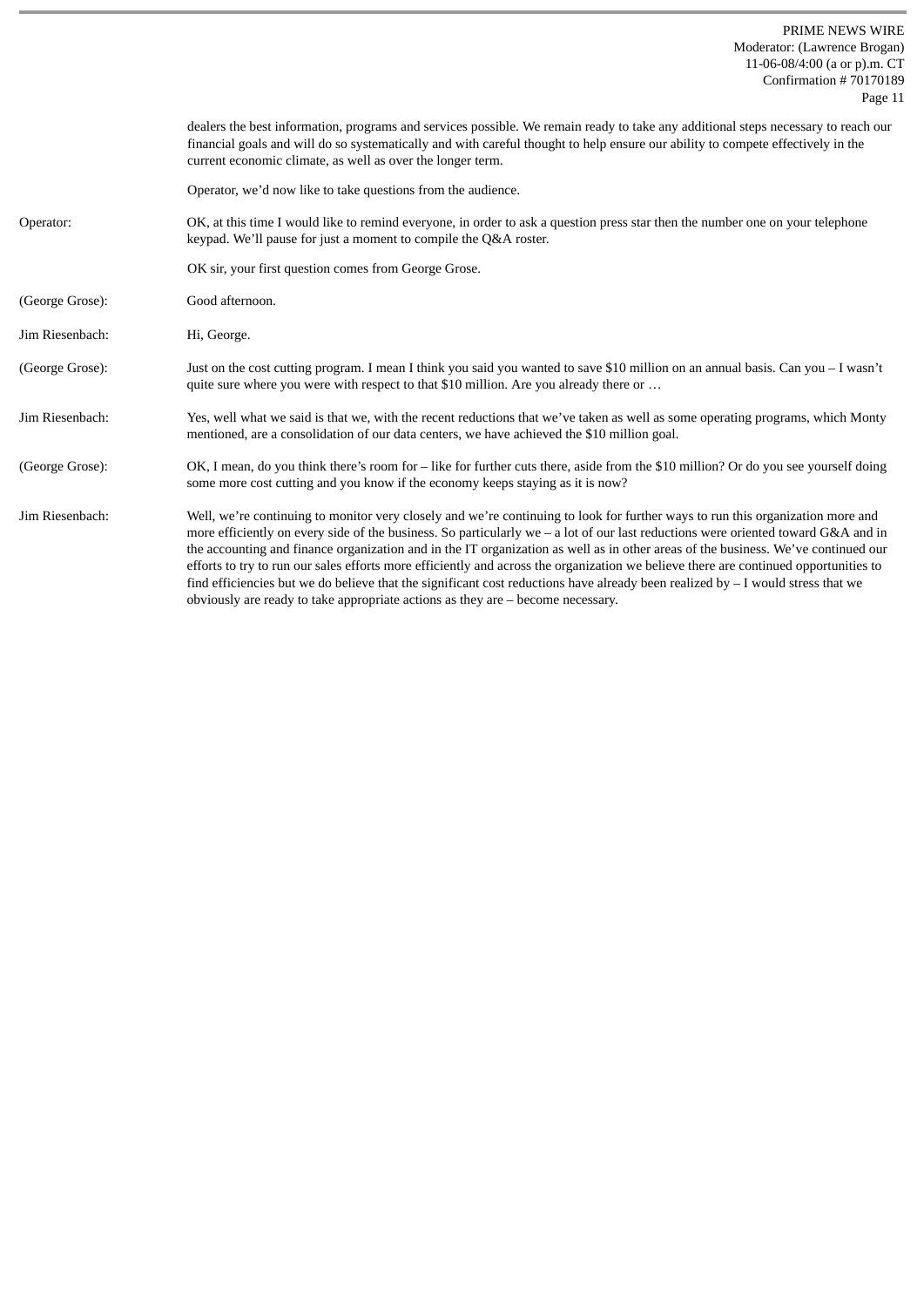dealers the best information, programs and services possible. We remain ready to take any additional steps necessary to reach our financial goals and will do so systematically and with careful thought to help ensure our ability to compete effectively in the current economic climate, as well as over the longer term.

Operator, we'd now like to take questions from the audience.

Operator: OK, at this time I would like to remind everyone, in order to ask a question press star then the number one on your telephone keypad. We'll pause for just a moment to compile the Q&A roster.

OK sir, your first question comes from George Grose.

(George Grose): Good afternoon.

Jim Riesenbach: Hi, George.

(George Grose): Just on the cost cutting program. I mean I think you said you wanted to save $10 million on an annual basis. Can you – I wasn't quite sure where you were with respect to that $10 million. Are you already there or …

Jim Riesenbach: Yes, well what we said is that we, with the recent reductions that we've taken as well as some operating programs, which Monty mentioned, are a consolidation of our data centers, we have achieved the $10 million goal.

(George Grose): OK, I mean, do you think there's room for – like for further cuts there, aside from the $10 million? Or do you see yourself doing some more cost cutting and you know if the economy keeps staying as it is now?

Jim Riesenbach: Well, we're continuing to monitor very closely and we're continuing to look for further ways to run this organization more and more efficiently on every side of the business. So particularly we – a lot of our last reductions were oriented toward G&A and in the accounting and finance organization and in the IT organization as well as in other areas of the business. We've continued our efforts to try to run our sales efforts more efficiently and across the organization we believe there are continued opportunities to find efficiencies but we do believe that the significant cost reductions have already been realized by – I would stress that we obviously are ready to take appropriate actions as they are – become necessary.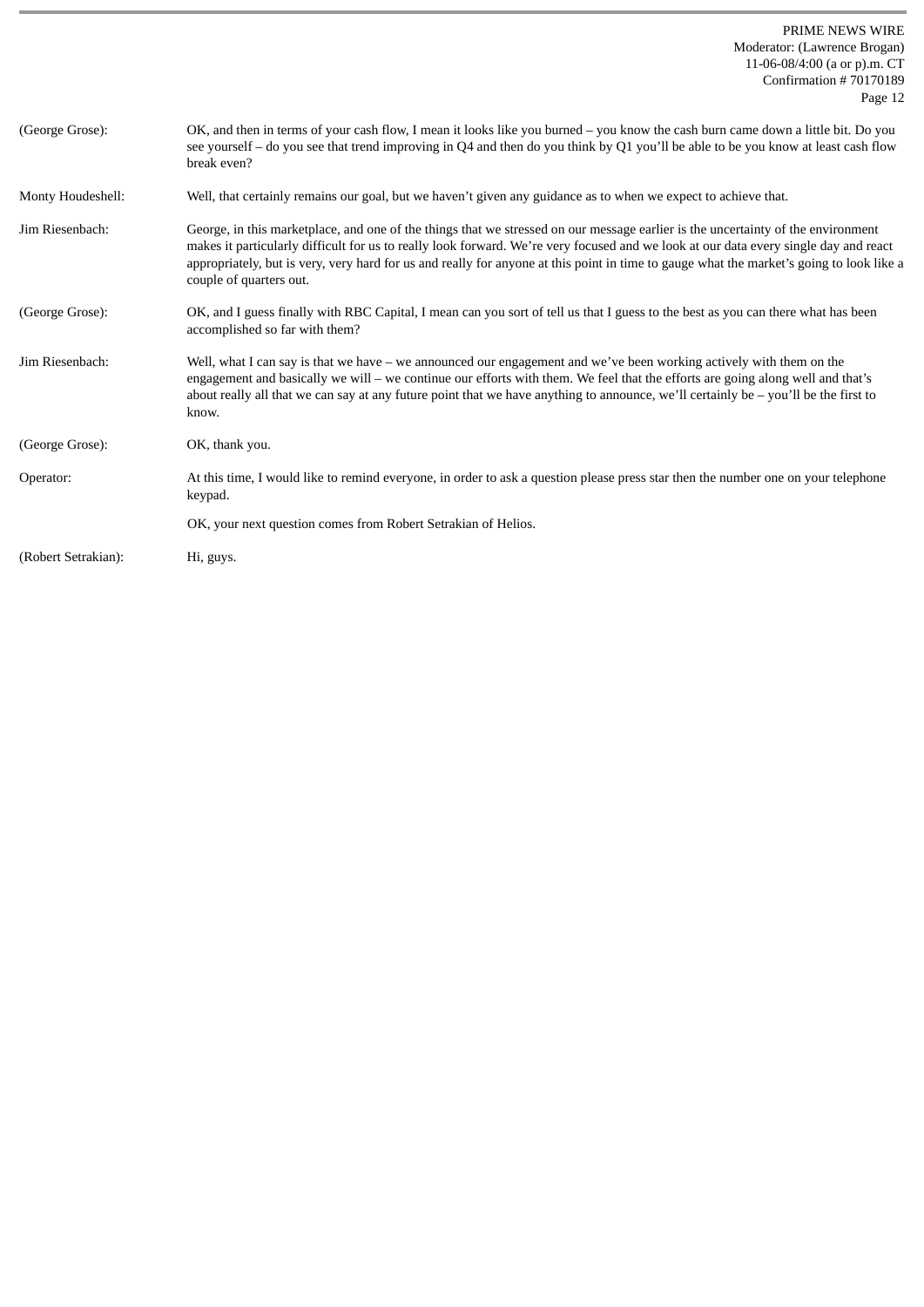(George Grose): OK, and then in terms of your cash flow, I mean it looks like you burned – you know the cash burn came down a little bit. Do you see yourself – do you see that trend improving in Q4 and then do you think by Q1 you'll be able to be you know at least cash flow break even?

Monty Houdeshell: Well, that certainly remains our goal, but we haven't given any guidance as to when we expect to achieve that.

Jim Riesenbach: George, in this marketplace, and one of the things that we stressed on our message earlier is the uncertainty of the environment makes it particularly difficult for us to really look forward. We're very focused and we look at our data every single day and react appropriately, but is very, very hard for us and really for anyone at this point in time to gauge what the market's going to look like a couple of quarters out.

(George Grose): OK, and I guess finally with RBC Capital, I mean can you sort of tell us that I guess to the best as you can there what has been accomplished so far with them?

Jim Riesenbach: Well, what I can say is that we have – we announced our engagement and we've been working actively with them on the engagement and basically we will – we continue our efforts with them. We feel that the efforts are going along well and that's about really all that we can say at any future point that we have anything to announce, we'll certainly be – you'll be the first to know.

(George Grose): OK, thank you.

Operator: At this time, I would like to remind everyone, in order to ask a question please press star then the number one on your telephone keypad.

OK, your next question comes from Robert Setrakian of Helios.

(Robert Setrakian): Hi, guys.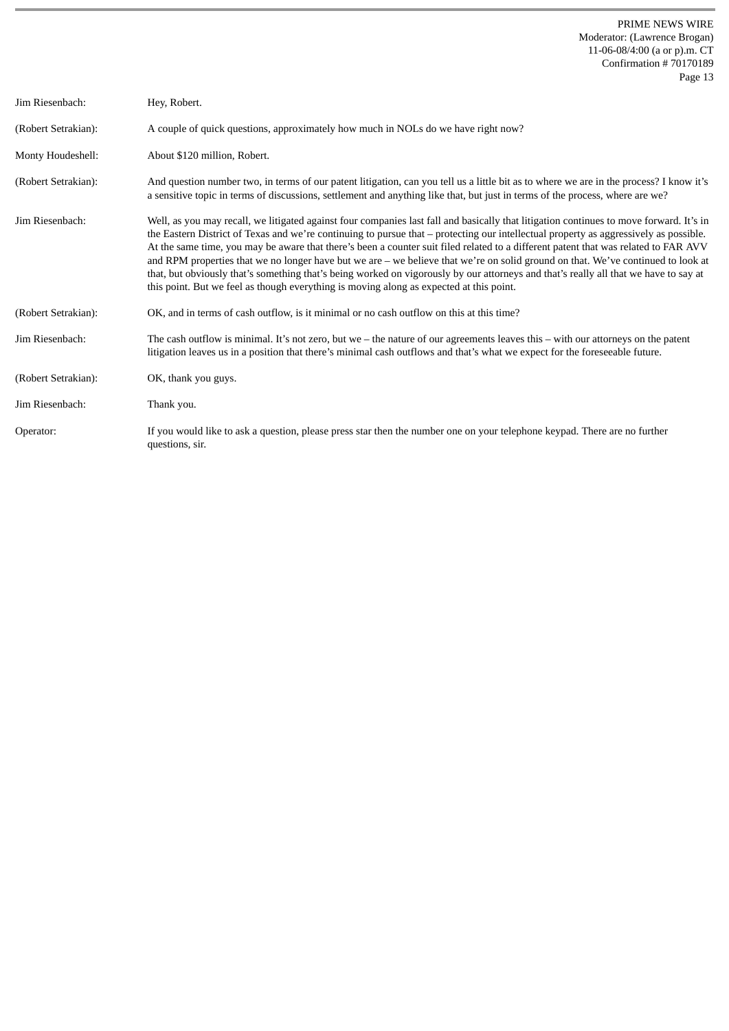Jim Riesenbach: Hey, Robert.

(Robert Setrakian): A couple of quick questions, approximately how much in NOLs do we have right now?

Monty Houdeshell: About $120 million, Robert.

(Robert Setrakian): And question number two, in terms of our patent litigation, can you tell us a little bit as to where we are in the process? I know it's a sensitive topic in terms of discussions, settlement and anything like that, but just in terms of the process, where are we?

Jim Riesenbach: Well, as you may recall, we litigated against four companies last fall and basically that litigation continues to move forward. It's in the Eastern District of Texas and we're continuing to pursue that – protecting our intellectual property as aggressively as possible. At the same time, you may be aware that there's been a counter suit filed related to a different patent that was related to FAR AVV and RPM properties that we no longer have but we are – we believe that we're on solid ground on that. We've continued to look at that, but obviously that's something that's being worked on vigorously by our attorneys and that's really all that we have to say at this point. But we feel as though everything is moving along as expected at this point.

(Robert Setrakian): OK, and in terms of cash outflow, is it minimal or no cash outflow on this at this time?

Jim Riesenbach: The cash outflow is minimal. It's not zero, but we – the nature of our agreements leaves this – with our attorneys on the patent litigation leaves us in a position that there's minimal cash outflows and that's what we expect for the foreseeable future.

(Robert Setrakian): OK, thank you guys.

Jim Riesenbach: Thank you.

Operator: If you would like to ask a question, please press star then the number one on your telephone keypad. There are no further questions, sir.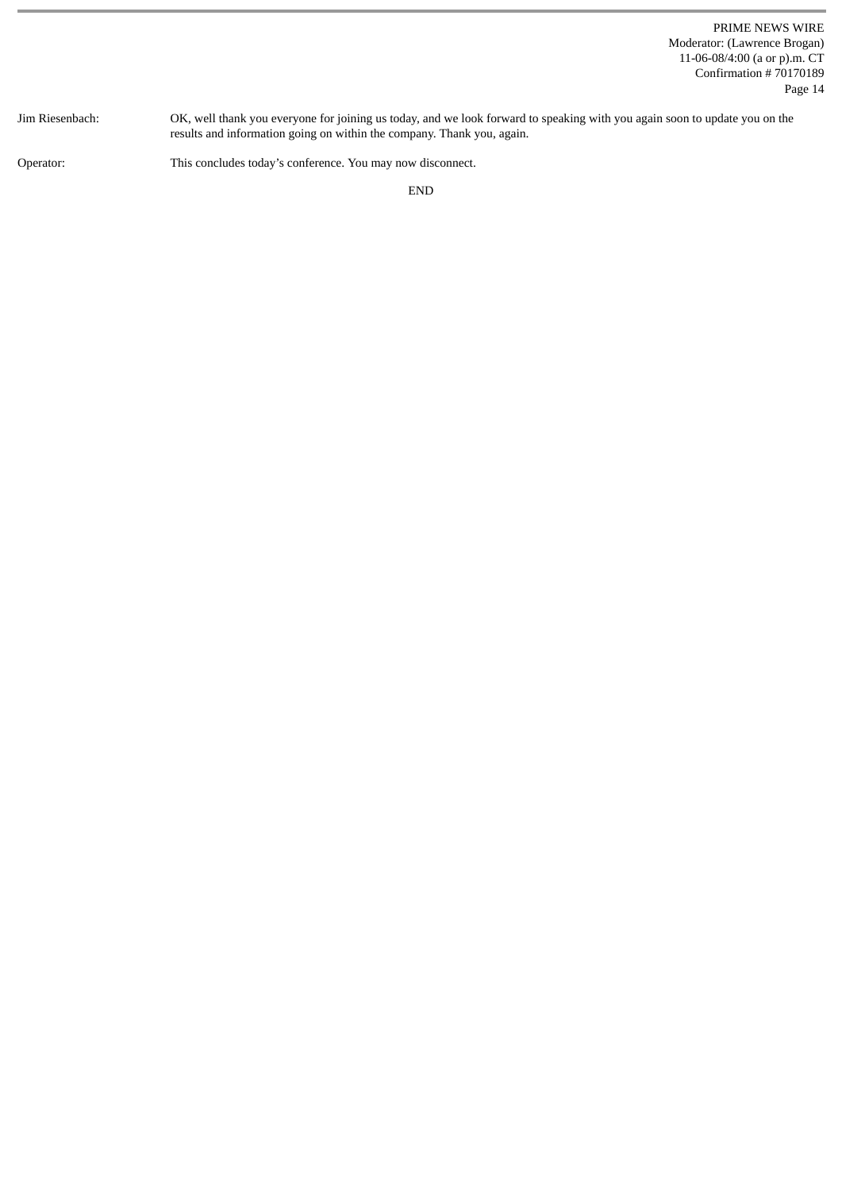Jim Riesenbach: OK, well thank you everyone for joining us today, and we look forward to speaking with you again soon to update you on the results and information going on within the company. Thank you, again.

Operator: This concludes today's conference. You may now disconnect.

END